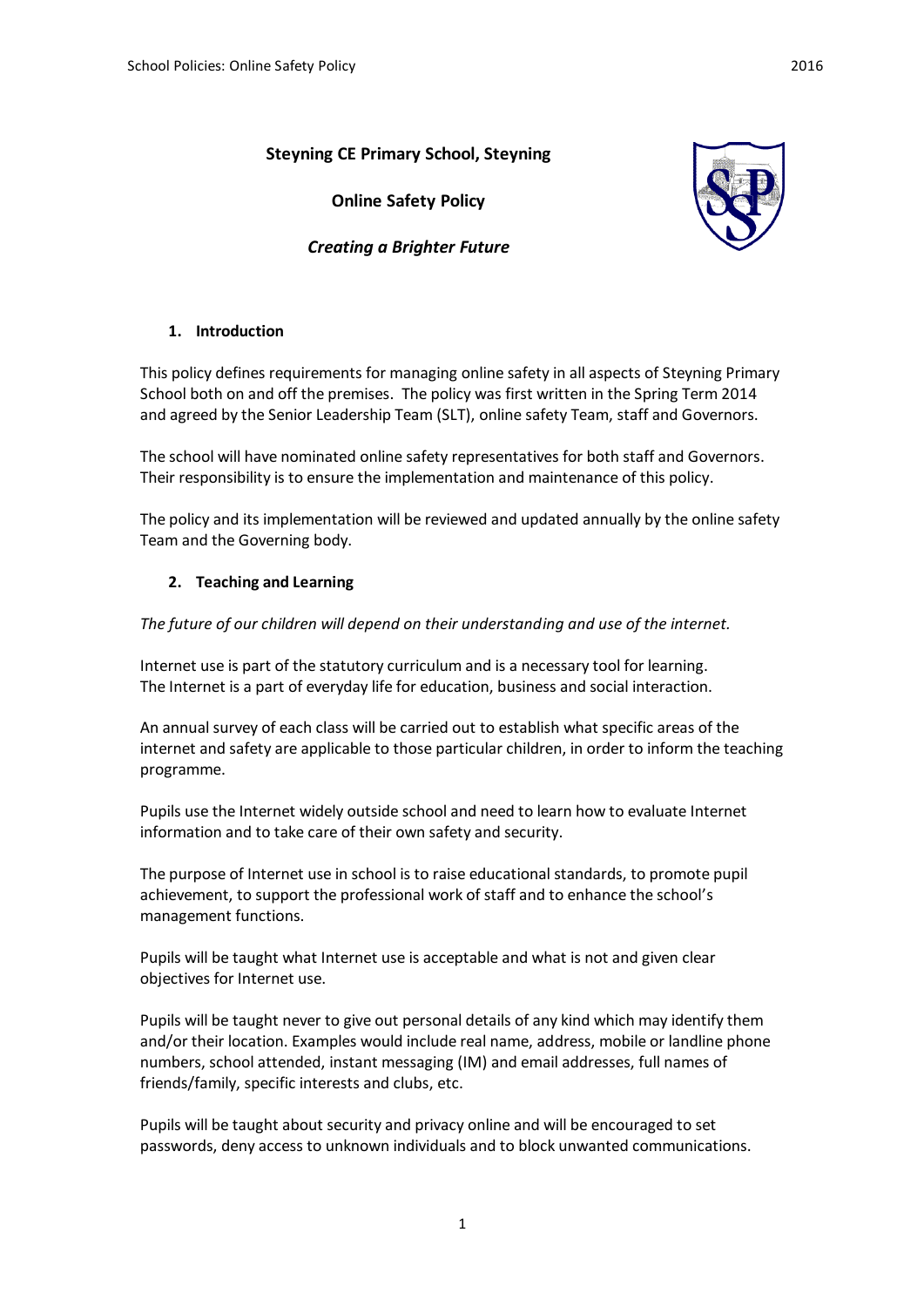# Steyning CE Primary School, Steyning

## Online Safety Policy

***Creating a Brighter Future***

### 1. Introduction

This policy defines requirements for managing online safety in all aspects of Steyning Primary School both on and off the premises. The policy was first written in the Spring Term 2014 and agreed by the Senior Leadership Team (SLT), online safety Team, staff and Governors.

The school will have nominated online safety representatives for both staff and Governors. Their responsibility is to ensure the implementation and maintenance of this policy.

The policy and its implementation will be reviewed and updated annually by the online safety Team and the Governing body.

### 2. Teaching and Learning

*The future of our children will depend on their understanding and use of the internet.*

Internet use is part of the statutory curriculum and is a necessary tool for learning. The Internet is a part of everyday life for education, business and social interaction.

An annual survey of each class will be carried out to establish what specific areas of the internet and safety are applicable to those particular children, in order to inform the teaching programme.

Pupils use the Internet widely outside school and need to learn how to evaluate Internet information and to take care of their own safety and security.

The purpose of Internet use in school is to raise educational standards, to promote pupil achievement, to support the professional work of staff and to enhance the school's management functions.

Pupils will be taught what Internet use is acceptable and what is not and given clear objectives for Internet use.

Pupils will be taught never to give out personal details of any kind which may identify them and/or their location. Examples would include real name, address, mobile or landline phone numbers, school attended, instant messaging (IM) and email addresses, full names of friends/family, specific interests and clubs, etc.

Pupils will be taught about security and privacy online and will be encouraged to set passwords, deny access to unknown individuals and to block unwanted communications.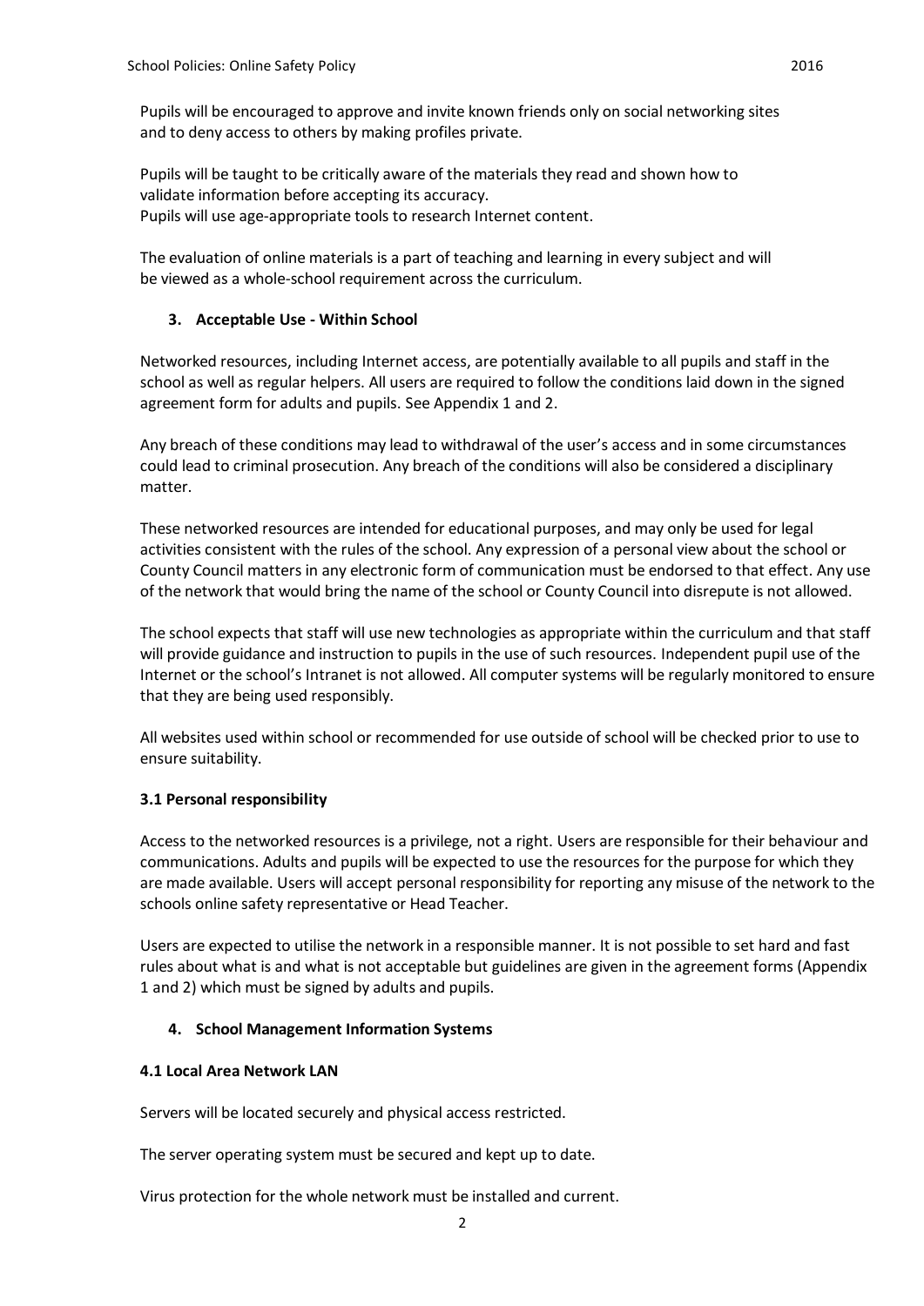Pupils will be encouraged to approve and invite known friends only on social networking sites and to deny access to others by making profiles private.

Pupils will be taught to be critically aware of the materials they read and shown how to validate information before accepting its accuracy.
Pupils will use age-appropriate tools to research Internet content.

The evaluation of online materials is a part of teaching and learning in every subject and will be viewed as a whole-school requirement across the curriculum.

## 3. Acceptable Use - Within School

Networked resources, including Internet access, are potentially available to all pupils and staff in the school as well as regular helpers. All users are required to follow the conditions laid down in the signed agreement form for adults and pupils. See Appendix 1 and 2.

Any breach of these conditions may lead to withdrawal of the user's access and in some circumstances could lead to criminal prosecution. Any breach of the conditions will also be considered a disciplinary matter.

These networked resources are intended for educational purposes, and may only be used for legal activities consistent with the rules of the school. Any expression of a personal view about the school or County Council matters in any electronic form of communication must be endorsed to that effect. Any use of the network that would bring the name of the school or County Council into disrepute is not allowed.

The school expects that staff will use new technologies as appropriate within the curriculum and that staff will provide guidance and instruction to pupils in the use of such resources. Independent pupil use of the Internet or the school's Intranet is not allowed. All computer systems will be regularly monitored to ensure that they are being used responsibly.

All websites used within school or recommended for use outside of school will be checked prior to use to ensure suitability.

### 3.1 Personal responsibility

Access to the networked resources is a privilege, not a right. Users are responsible for their behaviour and communications. Adults and pupils will be expected to use the resources for the purpose for which they are made available. Users will accept personal responsibility for reporting any misuse of the network to the schools online safety representative or Head Teacher.

Users are expected to utilise the network in a responsible manner. It is not possible to set hard and fast rules about what is and what is not acceptable but guidelines are given in the agreement forms (Appendix 1 and 2) which must be signed by adults and pupils.

## 4. School Management Information Systems

### 4.1 Local Area Network LAN

Servers will be located securely and physical access restricted.

The server operating system must be secured and kept up to date.

Virus protection for the whole network must be installed and current.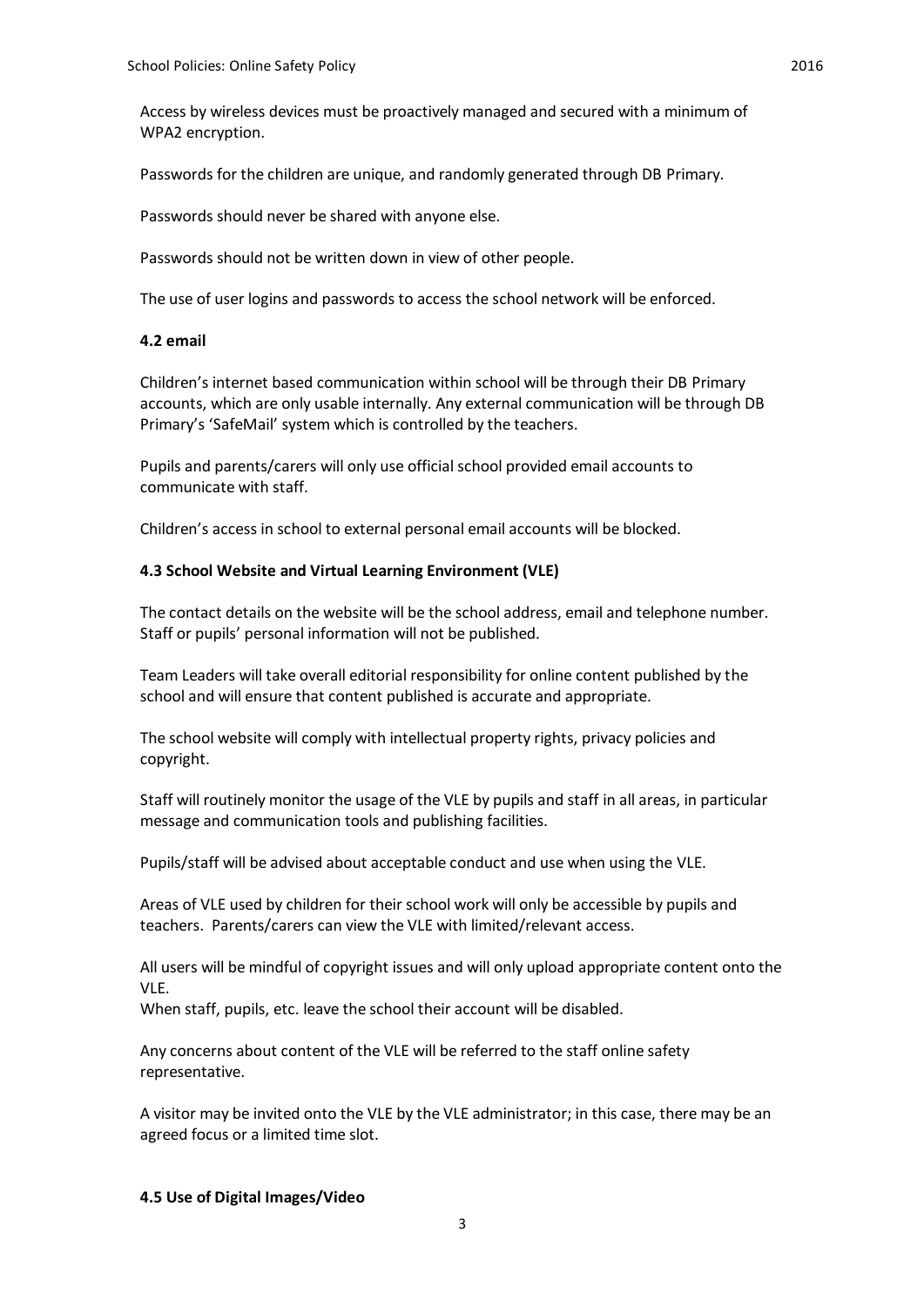Access by wireless devices must be proactively managed and secured with a minimum of WPA2 encryption.

Passwords for the children are unique, and randomly generated through DB Primary.

Passwords should never be shared with anyone else.

Passwords should not be written down in view of other people.

The use of user logins and passwords to access the school network will be enforced.

**4.2 email**

Children's internet based communication within school will be through their DB Primary accounts, which are only usable internally. Any external communication will be through DB Primary's 'SafeMail' system which is controlled by the teachers.

Pupils and parents/carers will only use official school provided email accounts to communicate with staff.

Children's access in school to external personal email accounts will be blocked.

**4.3 School Website and Virtual Learning Environment (VLE)**

The contact details on the website will be the school address, email and telephone number. Staff or pupils' personal information will not be published.

Team Leaders will take overall editorial responsibility for online content published by the school and will ensure that content published is accurate and appropriate.

The school website will comply with intellectual property rights, privacy policies and copyright.

Staff will routinely monitor the usage of the VLE by pupils and staff in all areas, in particular message and communication tools and publishing facilities.

Pupils/staff will be advised about acceptable conduct and use when using the VLE.

Areas of VLE used by children for their school work will only be accessible by pupils and teachers. Parents/carers can view the VLE with limited/relevant access.

All users will be mindful of copyright issues and will only upload appropriate content onto the VLE.
When staff, pupils, etc. leave the school their account will be disabled.

Any concerns about content of the VLE will be referred to the staff online safety representative.

A visitor may be invited onto the VLE by the VLE administrator; in this case, there may be an agreed focus or a limited time slot.

**4.5 Use of Digital Images/Video**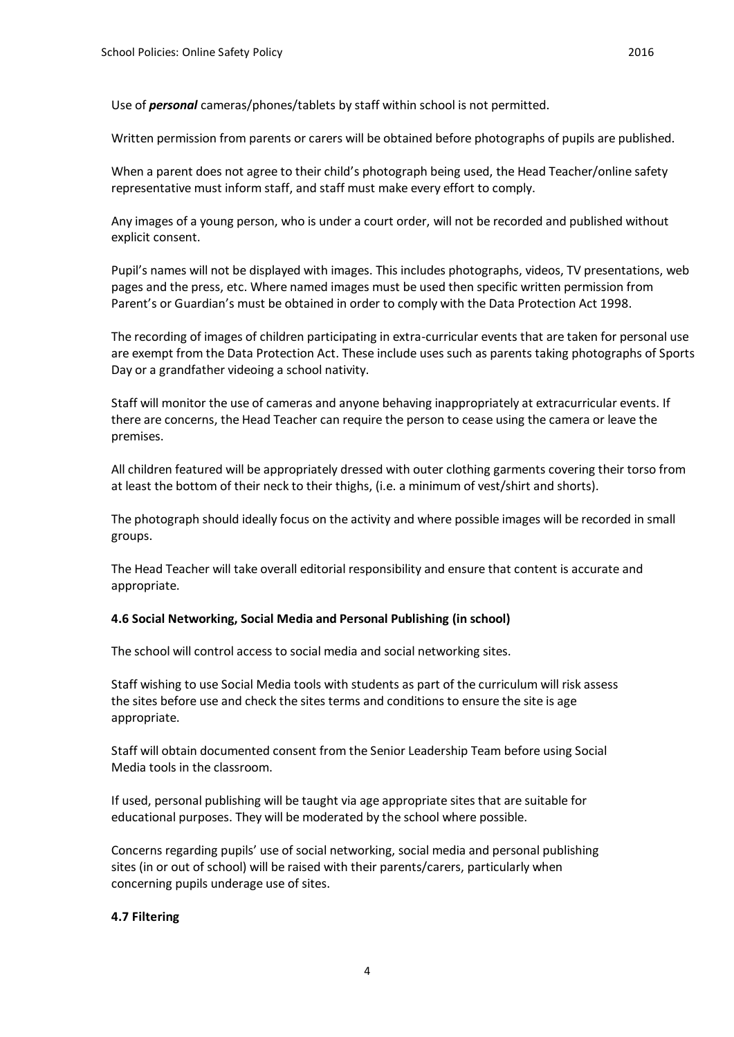Use of ***personal*** cameras/phones/tablets by staff within school is not permitted.

Written permission from parents or carers will be obtained before photographs of pupils are published.

When a parent does not agree to their child's photograph being used, the Head Teacher/online safety representative must inform staff, and staff must make every effort to comply.

Any images of a young person, who is under a court order, will not be recorded and published without explicit consent.

Pupil's names will not be displayed with images. This includes photographs, videos, TV presentations, web pages and the press, etc. Where named images must be used then specific written permission from Parent's or Guardian's must be obtained in order to comply with the Data Protection Act 1998.

The recording of images of children participating in extra-curricular events that are taken for personal use are exempt from the Data Protection Act. These include uses such as parents taking photographs of Sports Day or a grandfather videoing a school nativity.

Staff will monitor the use of cameras and anyone behaving inappropriately at extracurricular events. If there are concerns, the Head Teacher can require the person to cease using the camera or leave the premises.

All children featured will be appropriately dressed with outer clothing garments covering their torso from at least the bottom of their neck to their thighs, (i.e. a minimum of vest/shirt and shorts).

The photograph should ideally focus on the activity and where possible images will be recorded in small groups.

The Head Teacher will take overall editorial responsibility and ensure that content is accurate and appropriate.

**4.6 Social Networking, Social Media and Personal Publishing (in school)**

The school will control access to social media and social networking sites.

Staff wishing to use Social Media tools with students as part of the curriculum will risk assess the sites before use and check the sites terms and conditions to ensure the site is age appropriate.

Staff will obtain documented consent from the Senior Leadership Team before using Social Media tools in the classroom.

If used, personal publishing will be taught via age appropriate sites that are suitable for educational purposes. They will be moderated by the school where possible.

Concerns regarding pupils' use of social networking, social media and personal publishing sites (in or out of school) will be raised with their parents/carers, particularly when concerning pupils underage use of sites.

**4.7 Filtering**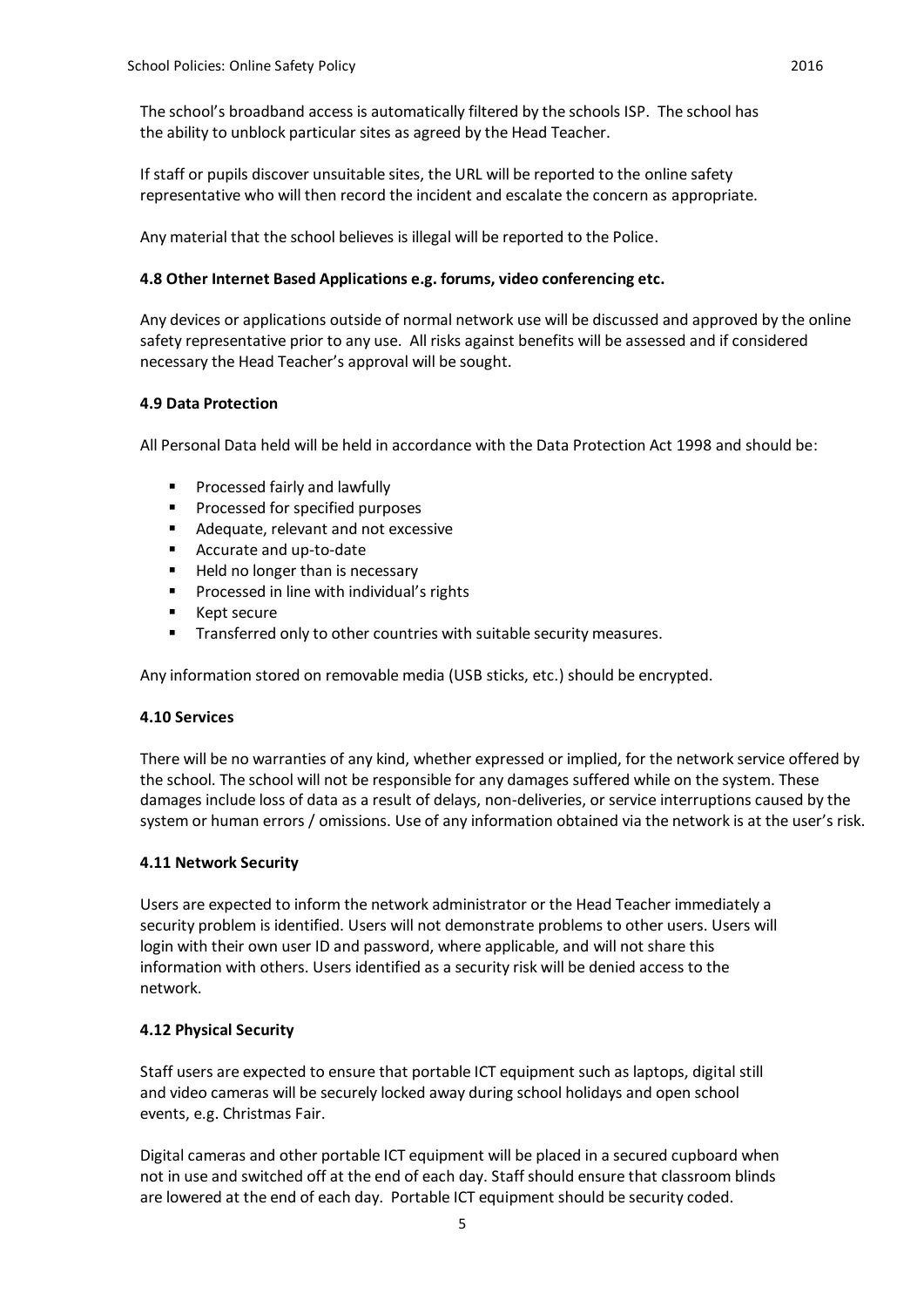The school's broadband access is automatically filtered by the schools ISP. The school has the ability to unblock particular sites as agreed by the Head Teacher.

If staff or pupils discover unsuitable sites, the URL will be reported to the online safety representative who will then record the incident and escalate the concern as appropriate.

Any material that the school believes is illegal will be reported to the Police.

### 4.8 Other Internet Based Applications e.g. forums, video conferencing etc.

Any devices or applications outside of normal network use will be discussed and approved by the online safety representative prior to any use. All risks against benefits will be assessed and if considered necessary the Head Teacher's approval will be sought.

### 4.9 Data Protection

All Personal Data held will be held in accordance with the Data Protection Act 1998 and should be:

- Processed fairly and lawfully
- Processed for specified purposes
- Adequate, relevant and not excessive
- Accurate and up-to-date
- Held no longer than is necessary
- Processed in line with individual's rights
- Kept secure
- Transferred only to other countries with suitable security measures.

Any information stored on removable media (USB sticks, etc.) should be encrypted.

### 4.10 Services

There will be no warranties of any kind, whether expressed or implied, for the network service offered by the school. The school will not be responsible for any damages suffered while on the system. These damages include loss of data as a result of delays, non-deliveries, or service interruptions caused by the system or human errors / omissions. Use of any information obtained via the network is at the user's risk.

### 4.11 Network Security

Users are expected to inform the network administrator or the Head Teacher immediately a security problem is identified. Users will not demonstrate problems to other users. Users will login with their own user ID and password, where applicable, and will not share this information with others. Users identified as a security risk will be denied access to the network.

### 4.12 Physical Security

Staff users are expected to ensure that portable ICT equipment such as laptops, digital still and video cameras will be securely locked away during school holidays and open school events, e.g. Christmas Fair.

Digital cameras and other portable ICT equipment will be placed in a secured cupboard when not in use and switched off at the end of each day. Staff should ensure that classroom blinds are lowered at the end of each day. Portable ICT equipment should be security coded.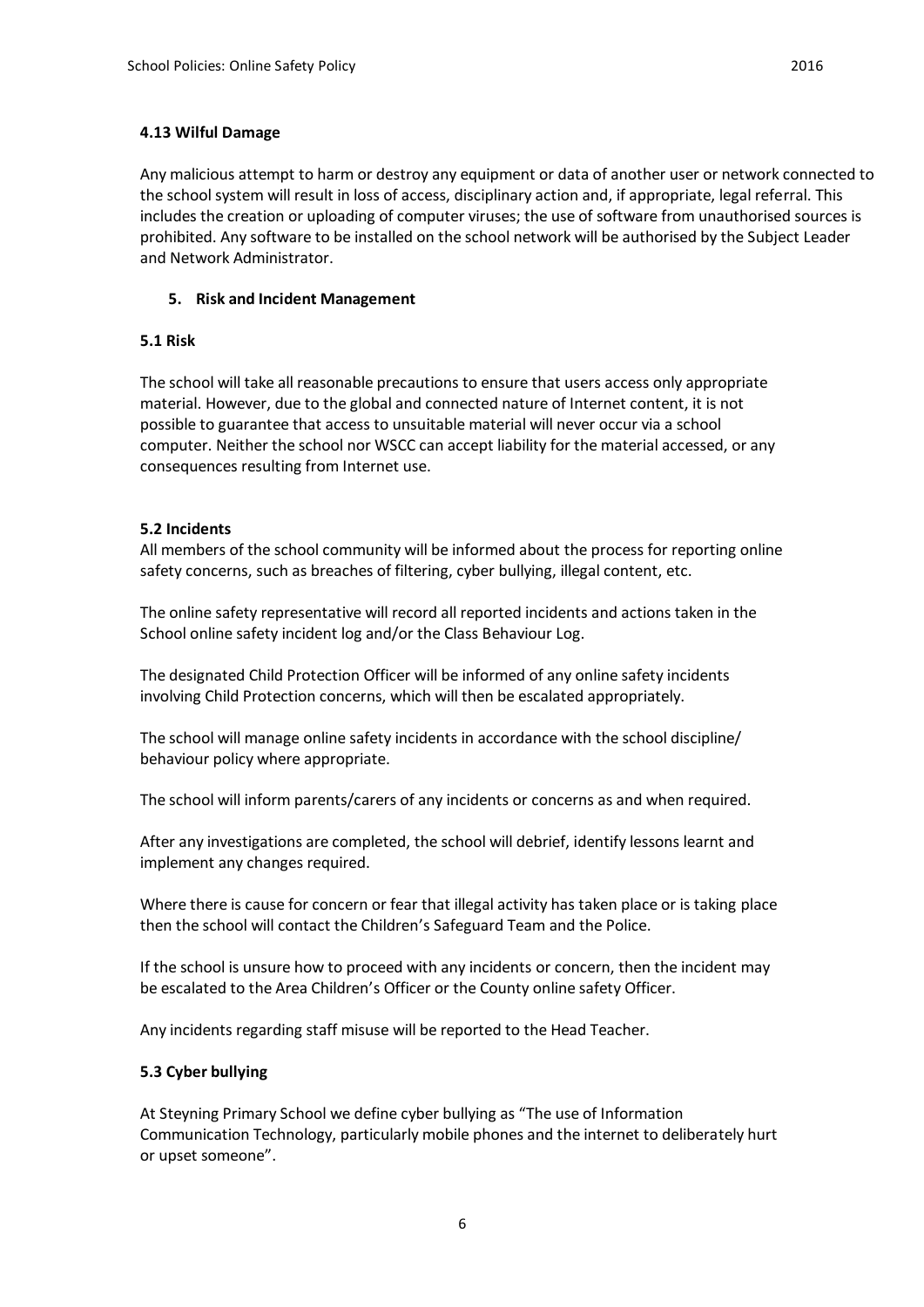### 4.13 Wilful Damage

Any malicious attempt to harm or destroy any equipment or data of another user or network connected to the school system will result in loss of access, disciplinary action and, if appropriate, legal referral. This includes the creation or uploading of computer viruses; the use of software from unauthorised sources is prohibited. Any software to be installed on the school network will be authorised by the Subject Leader and Network Administrator.

## 5. Risk and Incident Management

### 5.1 Risk

The school will take all reasonable precautions to ensure that users access only appropriate material. However, due to the global and connected nature of Internet content, it is not possible to guarantee that access to unsuitable material will never occur via a school computer. Neither the school nor WSCC can accept liability for the material accessed, or any consequences resulting from Internet use.

### 5.2 Incidents

All members of the school community will be informed about the process for reporting online safety concerns, such as breaches of filtering, cyber bullying, illegal content, etc.

The online safety representative will record all reported incidents and actions taken in the School online safety incident log and/or the Class Behaviour Log.

The designated Child Protection Officer will be informed of any online safety incidents involving Child Protection concerns, which will then be escalated appropriately.

The school will manage online safety incidents in accordance with the school discipline/ behaviour policy where appropriate.

The school will inform parents/carers of any incidents or concerns as and when required.

After any investigations are completed, the school will debrief, identify lessons learnt and implement any changes required.

Where there is cause for concern or fear that illegal activity has taken place or is taking place then the school will contact the Children's Safeguard Team and the Police.

If the school is unsure how to proceed with any incidents or concern, then the incident may be escalated to the Area Children's Officer or the County online safety Officer.

Any incidents regarding staff misuse will be reported to the Head Teacher.

### 5.3 Cyber bullying

At Steyning Primary School we define cyber bullying as "The use of Information Communication Technology, particularly mobile phones and the internet to deliberately hurt or upset someone".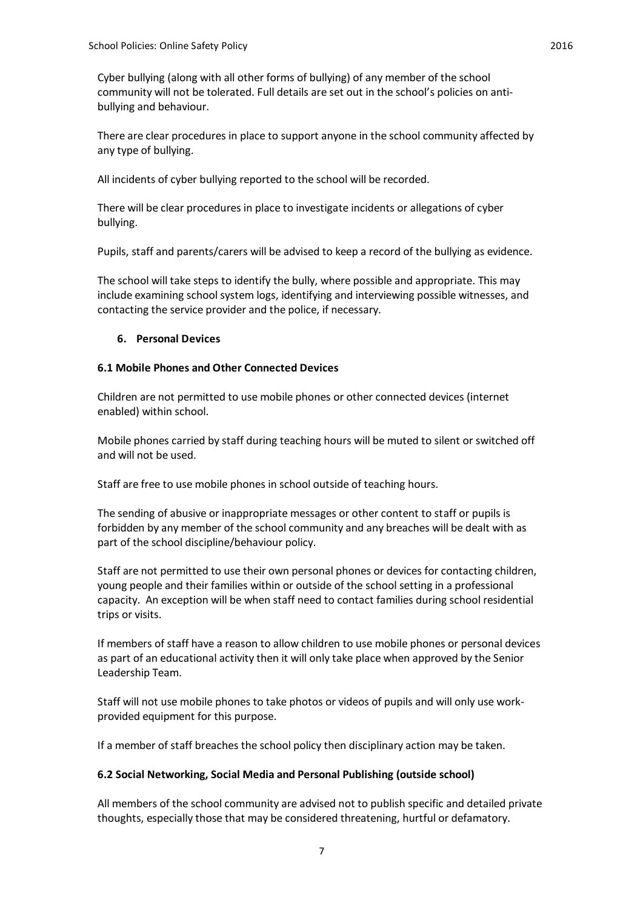Cyber bullying (along with all other forms of bullying) of any member of the school community will not be tolerated. Full details are set out in the school's policies on anti-bullying and behaviour.

There are clear procedures in place to support anyone in the school community affected by any type of bullying.

All incidents of cyber bullying reported to the school will be recorded.

There will be clear procedures in place to investigate incidents or allegations of cyber bullying.

Pupils, staff and parents/carers will be advised to keep a record of the bullying as evidence.

The school will take steps to identify the bully, where possible and appropriate. This may include examining school system logs, identifying and interviewing possible witnesses, and contacting the service provider and the police, if necessary.

## 6. Personal Devices

### 6.1 Mobile Phones and Other Connected Devices

Children are not permitted to use mobile phones or other connected devices (internet enabled) within school.

Mobile phones carried by staff during teaching hours will be muted to silent or switched off and will not be used.

Staff are free to use mobile phones in school outside of teaching hours.

The sending of abusive or inappropriate messages or other content to staff or pupils is forbidden by any member of the school community and any breaches will be dealt with as part of the school discipline/behaviour policy.

Staff are not permitted to use their own personal phones or devices for contacting children, young people and their families within or outside of the school setting in a professional capacity. An exception will be when staff need to contact families during school residential trips or visits.

If members of staff have a reason to allow children to use mobile phones or personal devices as part of an educational activity then it will only take place when approved by the Senior Leadership Team.

Staff will not use mobile phones to take photos or videos of pupils and will only use work-provided equipment for this purpose.

If a member of staff breaches the school policy then disciplinary action may be taken.

### 6.2 Social Networking, Social Media and Personal Publishing (outside school)

All members of the school community are advised not to publish specific and detailed private thoughts, especially those that may be considered threatening, hurtful or defamatory.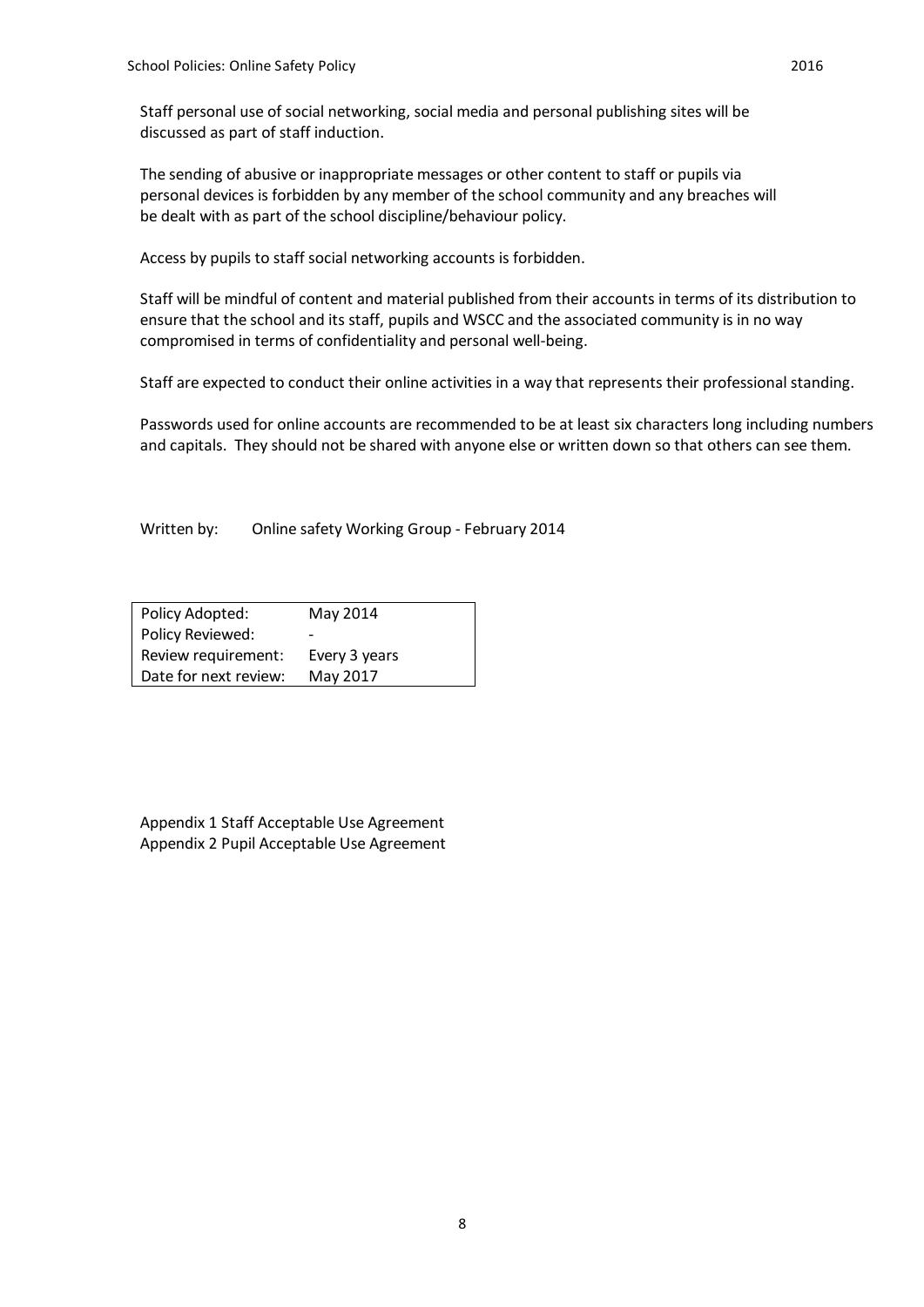Staff personal use of social networking, social media and personal publishing sites will be discussed as part of staff induction.

The sending of abusive or inappropriate messages or other content to staff or pupils via personal devices is forbidden by any member of the school community and any breaches will be dealt with as part of the school discipline/behaviour policy.

Access by pupils to staff social networking accounts is forbidden.

Staff will be mindful of content and material published from their accounts in terms of its distribution to ensure that the school and its staff, pupils and WSCC and the associated community is in no way compromised in terms of confidentiality and personal well-being.

Staff are expected to conduct their online activities in a way that represents their professional standing.

Passwords used for online accounts are recommended to be at least six characters long including numbers and capitals. They should not be shared with anyone else or written down so that others can see them.

Written by: Online safety Working Group - February 2014

| | |
|---|---|
| Policy Adopted: | May 2014 |
| Policy Reviewed: | - |
| Review requirement: | Every 3 years |
| Date for next review: | May 2017 |

Appendix 1 Staff Acceptable Use Agreement
Appendix 2 Pupil Acceptable Use Agreement